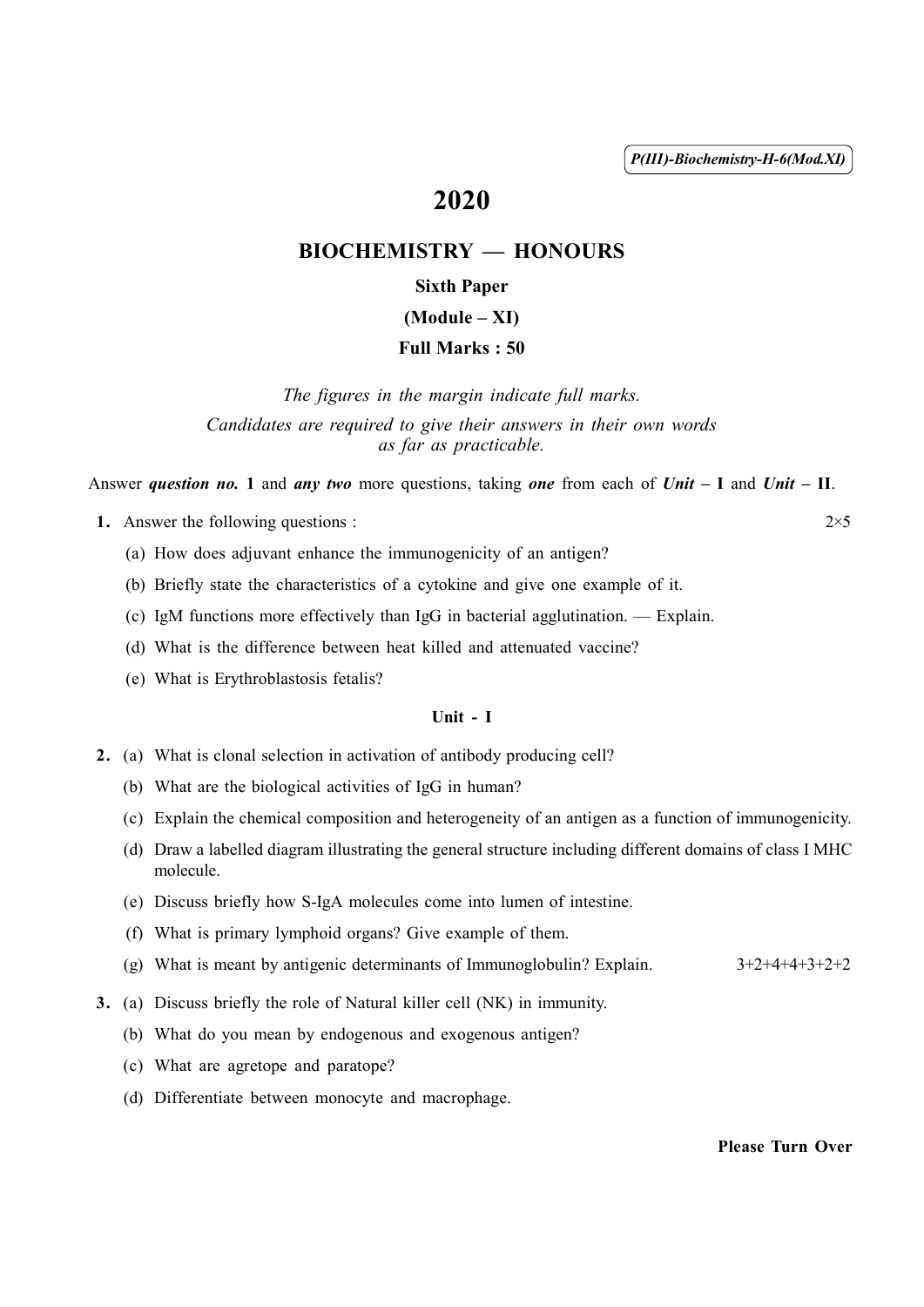P(III)-Biochemistry-H-6(Mod.XI)

# 2020

## BIOCHEMISTRY — HONOURS

**Sixth Paper**

**(Module – XI)**

**Full Marks : 50**

*The figures in the margin indicate full marks.*

*Candidates are required to give their answers in their own words as far as practicable.*

Answer ***question no.* 1** and ***any two*** more questions, taking ***one*** from each of ***Unit* – I** and ***Unit* – II**.

**1.** Answer the following questions : 2×5

(a) How does adjuvant enhance the immunogenicity of an antigen?

(b) Briefly state the characteristics of a cytokine and give one example of it.

(c) IgM functions more effectively than IgG in bacterial agglutination. — Explain.

(d) What is the difference between heat killed and attenuated vaccine?

(e) What is Erythroblastosis fetalis?

### Unit - I

**2.** (a) What is clonal selection in activation of antibody producing cell?

(b) What are the biological activities of IgG in human?

(c) Explain the chemical composition and heterogeneity of an antigen as a function of immunogenicity.

(d) Draw a labelled diagram illustrating the general structure including different domains of class I MHC molecule.

(e) Discuss briefly how S-IgA molecules come into lumen of intestine.

(f) What is primary lymphoid organs? Give example of them.

(g) What is meant by antigenic determinants of Immunoglobulin? Explain. 3+2+4+4+3+2+2

**3.** (a) Discuss briefly the role of Natural killer cell (NK) in immunity.

(b) What do you mean by endogenous and exogenous antigen?

(c) What are agretope and paratope?

(d) Differentiate between monocyte and macrophage.

**Please Turn Over**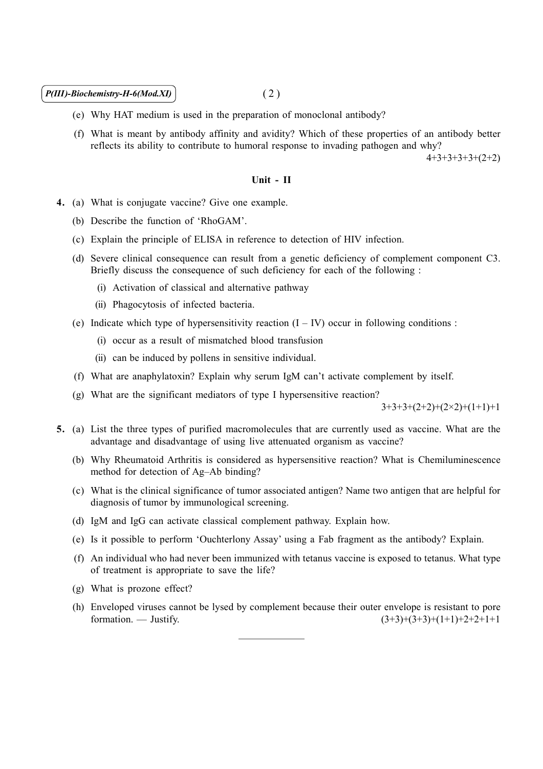(e) Why HAT medium is used in the preparation of monoclonal antibody?

(f) What is meant by antibody affinity and avidity? Which of these properties of an antibody better reflects its ability to contribute to humoral response to invading pathogen and why?

4+3+3+3+3+(2+2)

### Unit - II

**4.** (a) What is conjugate vaccine? Give one example.

(b) Describe the function of 'RhoGAM'.

(c) Explain the principle of ELISA in reference to detection of HIV infection.

(d) Severe clinical consequence can result from a genetic deficiency of complement component C3. Briefly discuss the consequence of such deficiency for each of the following :

(i) Activation of classical and alternative pathway

(ii) Phagocytosis of infected bacteria.

(e) Indicate which type of hypersensitivity reaction (I – IV) occur in following conditions :

(i) occur as a result of mismatched blood transfusion

(ii) can be induced by pollens in sensitive individual.

(f) What are anaphylatoxin? Explain why serum IgM can't activate complement by itself.

(g) What are the significant mediators of type I hypersensitive reaction?

3+3+3+(2+2)+(2×2)+(1+1)+1

**5.** (a) List the three types of purified macromolecules that are currently used as vaccine. What are the advantage and disadvantage of using live attenuated organism as vaccine?

(b) Why Rheumatoid Arthritis is considered as hypersensitive reaction? What is Chemiluminescence method for detection of Ag–Ab binding?

(c) What is the clinical significance of tumor associated antigen? Name two antigen that are helpful for diagnosis of tumor by immunological screening.

(d) IgM and IgG can activate classical complement pathway. Explain how.

(e) Is it possible to perform 'Ouchterlony Assay' using a Fab fragment as the antibody? Explain.

(f) An individual who had never been immunized with tetanus vaccine is exposed to tetanus. What type of treatment is appropriate to save the life?

(g) What is prozone effect?

(h) Enveloped viruses cannot be lysed by complement because their outer envelope is resistant to pore formation. — Justify.

(3+3)+(3+3)+(1+1)+2+2+1+1